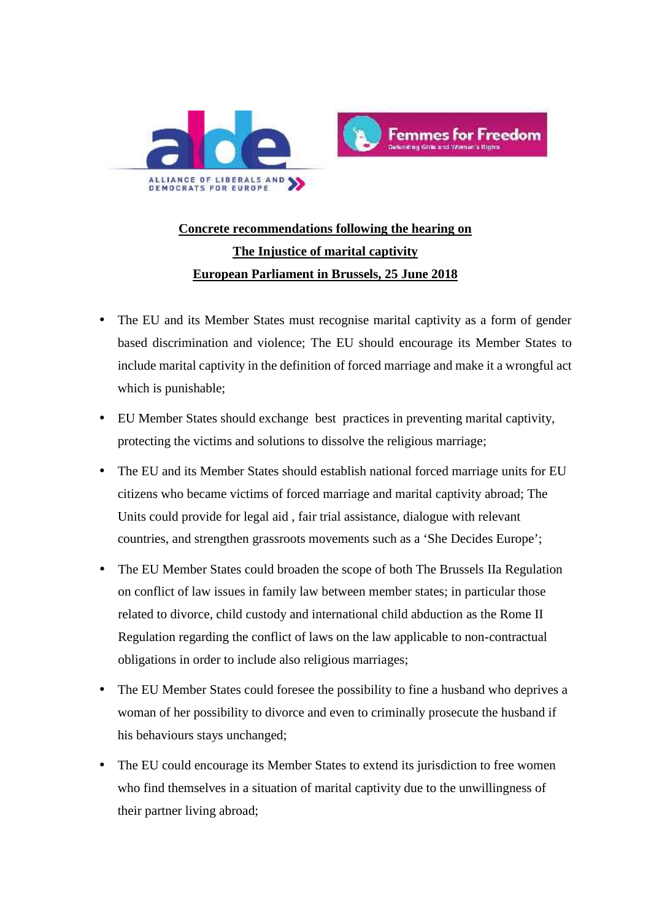**Concrete recommendations following the hearing on**

**The Injustice of marital captivity**

**European Parliament in Brussels, 25 June 2018**

- The EU and its Member States must recognise marital captivity as a form of gender based discrimination and violence; The EU should encourage its Member States to include marital captivity in the definition of forced marriage and make it a wrongful act which is punishable;
- EU Member States should exchange best practices in preventing marital captivity, protecting the victims and solutions to dissolve the religious marriage;
- The EU and its Member States should establish national forced marriage units for EU citizens who became victims of forced marriage and marital captivity abroad; The Units could provide for legal aid , fair trial assistance, dialogue with relevant countries, and strengthen grassroots movements such as a 'She Decides Europe';
- The EU Member States could broaden the scope of both The Brussels IIa Regulation on conflict of law issues in family law between member states; in particular those related to divorce, child custody and international child abduction as the Rome II Regulation regarding the conflict of laws on the law applicable to non-contractual obligations in order to include also religious marriages;
- The EU Member States could foresee the possibility to fine a husband who deprives a woman of her possibility to divorce and even to criminally prosecute the husband if his behaviours stays unchanged;
- The EU could encourage its Member States to extend its jurisdiction to free women who find themselves in a situation of marital captivity due to the unwillingness of their partner living abroad;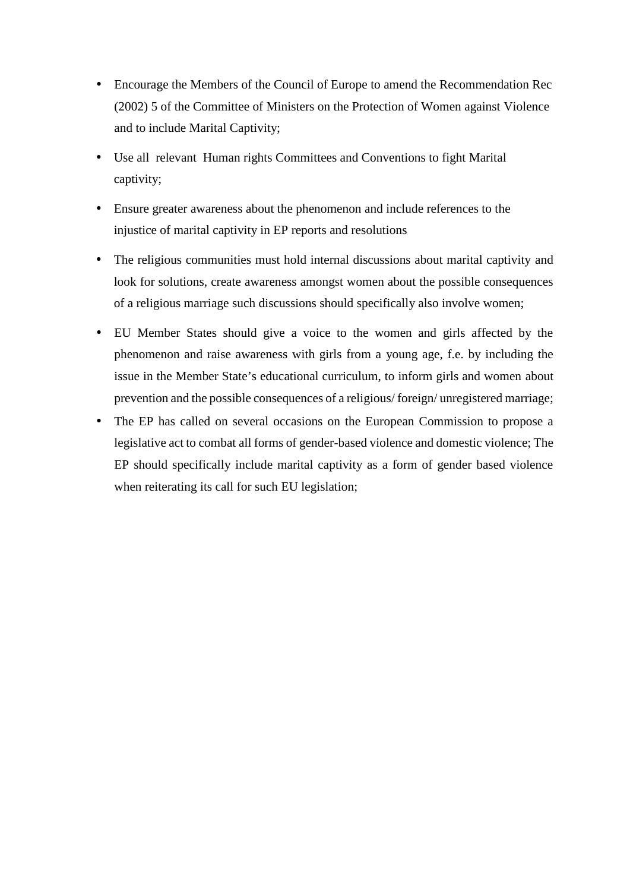- Encourage the Members of the Council of Europe to amend the Recommendation Rec (2002) 5 of the Committee of Ministers on the Protection of Women against Violence and to include Marital Captivity;
- Use all relevant Human rights Committees and Conventions to fight Marital captivity;
- Ensure greater awareness about the phenomenon and include references to the injustice of marital captivity in EP reports and resolutions
- The religious communities must hold internal discussions about marital captivity and look for solutions, create awareness amongst women about the possible consequences of a religious marriage such discussions should specifically also involve women;
- EU Member States should give a voice to the women and girls affected by the phenomenon and raise awareness with girls from a young age, f.e. by including the issue in the Member State's educational curriculum, to inform girls and women about prevention and the possible consequences of a religious/ foreign/ unregistered marriage;
- The EP has called on several occasions on the European Commission to propose a legislative act to combat all forms of gender-based violence and domestic violence; The EP should specifically include marital captivity as a form of gender based violence when reiterating its call for such EU legislation;